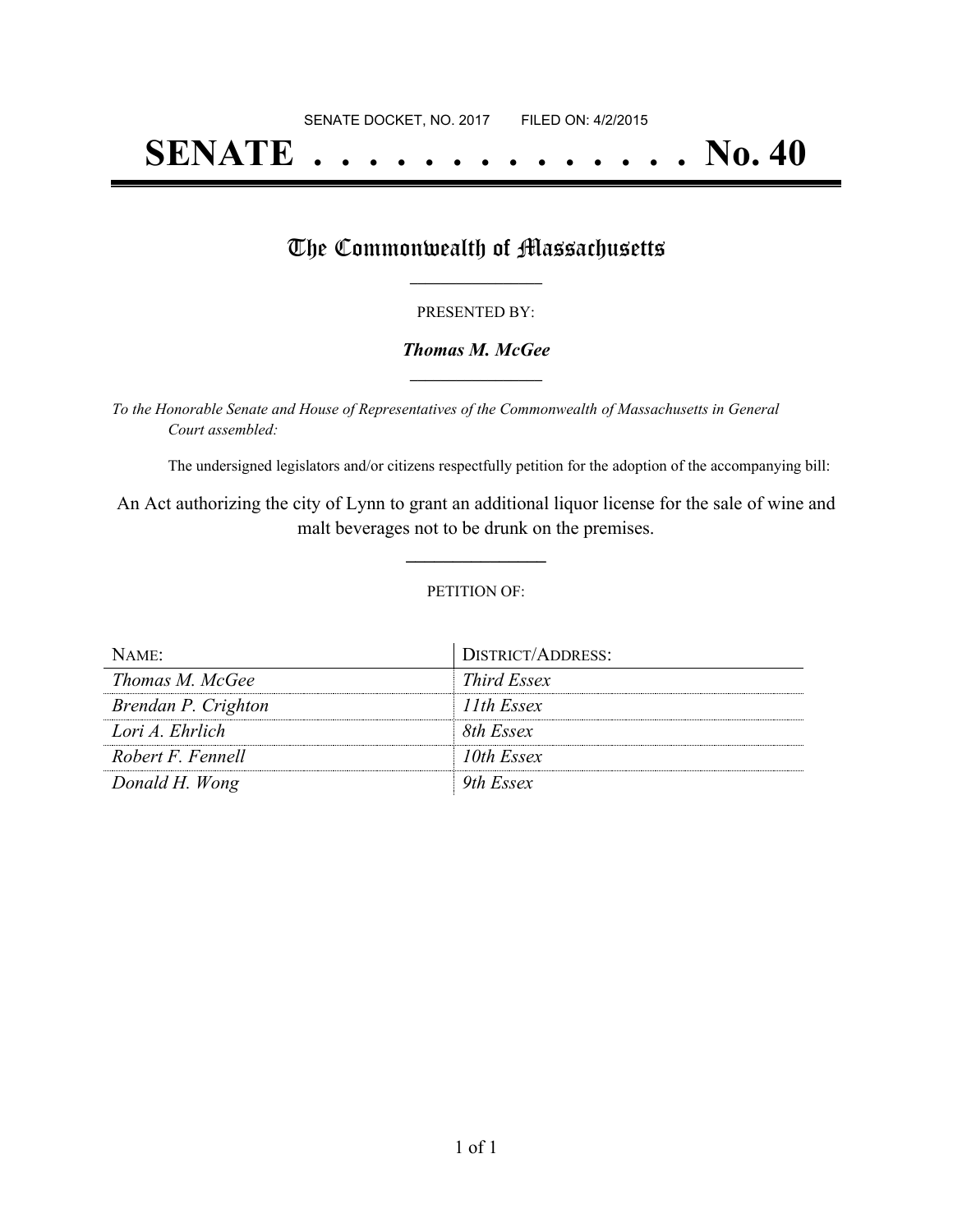SENATE DOCKET, NO. 2017        FILED ON: 4/2/2015

# SENATE . . . . . . . . . . . . . . No. 40

## The Commonwealth of Massachusetts

PRESENTED BY:

***Thomas M. McGee***

*To the Honorable Senate and House of Representatives of the Commonwealth of Massachusetts in General Court assembled:*

The undersigned legislators and/or citizens respectfully petition for the adoption of the accompanying bill:

An Act authorizing the city of Lynn to grant an additional liquor license for the sale of wine and malt beverages not to be drunk on the premises.

PETITION OF:

| NAME: | DISTRICT/ADDRESS: |
|---|---|
| *Thomas M. McGee* | *Third Essex* |
| *Brendan P. Crighton* | *11th Essex* |
| *Lori A. Ehrlich* | *8th Essex* |
| *Robert F. Fennell* | *10th Essex* |
| *Donald H. Wong* | *9th Essex* |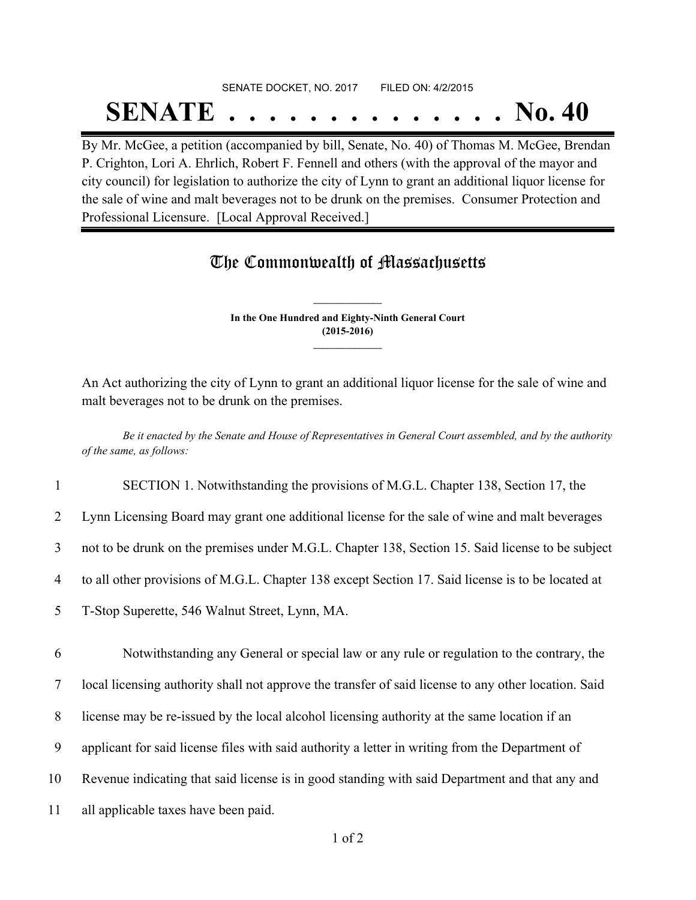SENATE DOCKET, NO. 2017 FILED ON: 4/2/2015

# SENATE . . . . . . . . . . . . . . No. 40

By Mr. McGee, a petition (accompanied by bill, Senate, No. 40) of Thomas M. McGee, Brendan P. Crighton, Lori A. Ehrlich, Robert F. Fennell and others (with the approval of the mayor and city council) for legislation to authorize the city of Lynn to grant an additional liquor license for the sale of wine and malt beverages not to be drunk on the premises. Consumer Protection and Professional Licensure. [Local Approval Received.]

## The Commonwealth of Massachusetts

**In the One Hundred and Eighty-Ninth General Court (2015-2016)**

An Act authorizing the city of Lynn to grant an additional liquor license for the sale of wine and malt beverages not to be drunk on the premises.

*Be it enacted by the Senate and House of Representatives in General Court assembled, and by the authority of the same, as follows:*

1 SECTION 1. Notwithstanding the provisions of M.G.L. Chapter 138, Section 17, the
2 Lynn Licensing Board may grant one additional license for the sale of wine and malt beverages
3 not to be drunk on the premises under M.G.L. Chapter 138, Section 15. Said license to be subject
4 to all other provisions of M.G.L. Chapter 138 except Section 17. Said license is to be located at
5 T-Stop Superette, 546 Walnut Street, Lynn, MA.

6 Notwithstanding any General or special law or any rule or regulation to the contrary, the
7 local licensing authority shall not approve the transfer of said license to any other location. Said
8 license may be re-issued by the local alcohol licensing authority at the same location if an
9 applicant for said license files with said authority a letter in writing from the Department of
10 Revenue indicating that said license is in good standing with said Department and that any and
11 all applicable taxes have been paid.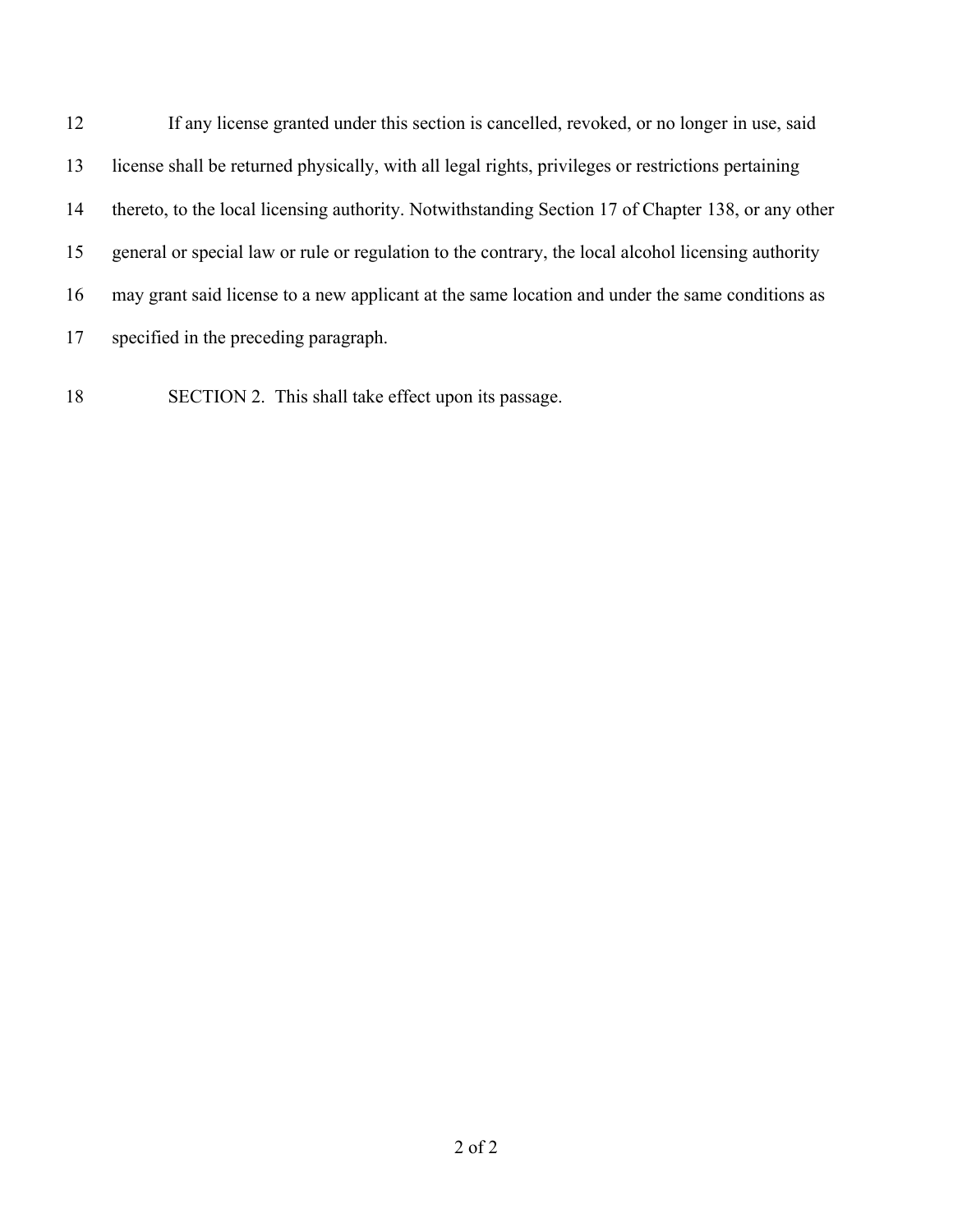If any license granted under this section is cancelled, revoked, or no longer in use, said license shall be returned physically, with all legal rights, privileges or restrictions pertaining thereto, to the local licensing authority. Notwithstanding Section 17 of Chapter 138, or any other general or special law or rule or regulation to the contrary, the local alcohol licensing authority may grant said license to a new applicant at the same location and under the same conditions as specified in the preceding paragraph.

SECTION 2. This shall take effect upon its passage.